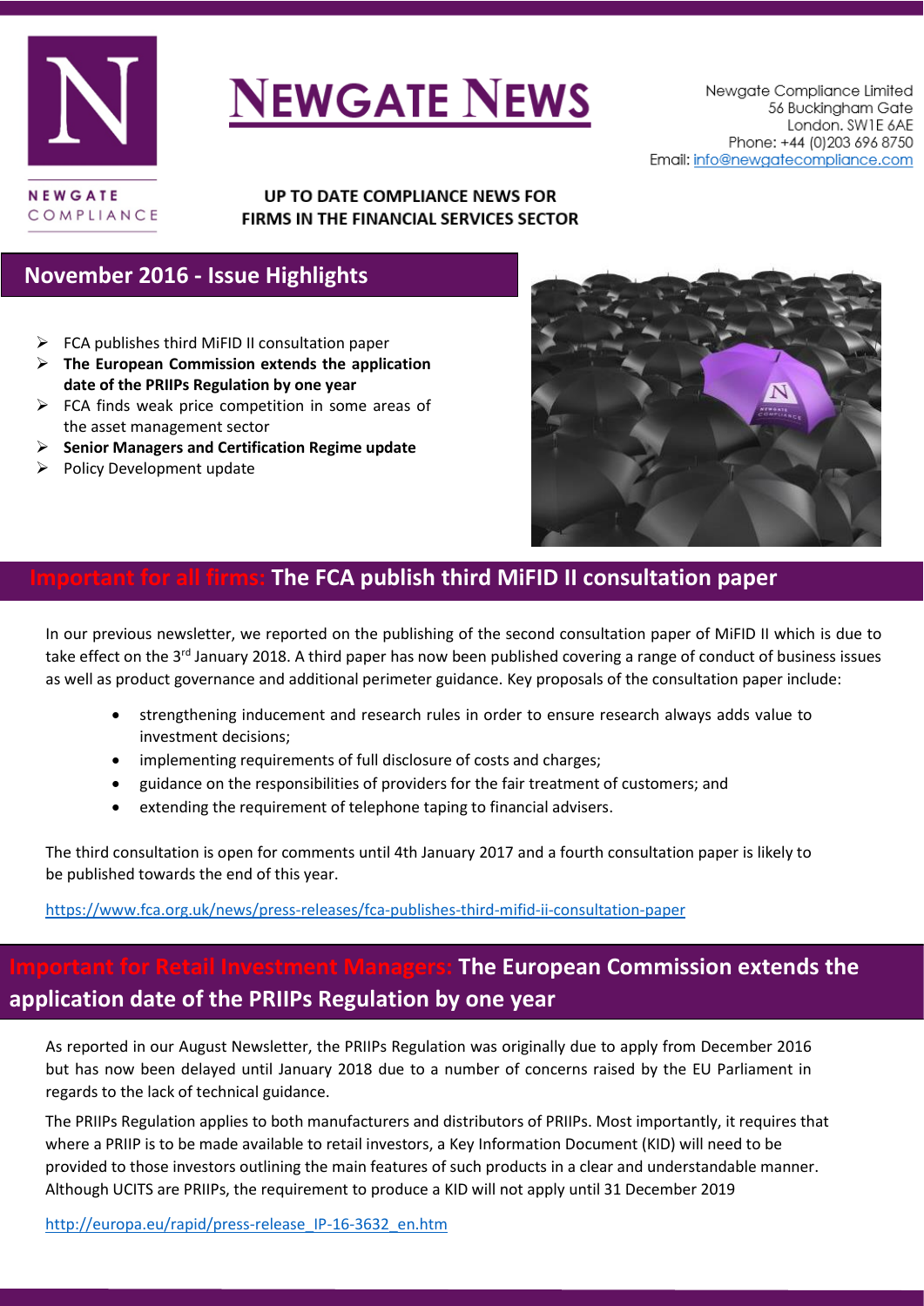# NEWGATE NEWS

NEWGATE COMPLIANCE

Newgate Compliance Limited
56 Buckingham Gate
London. SW1E 6AE
Phone: +44 (0)203 696 8750
Email: info@newgatecompliance.com

**UP TO DATE COMPLIANCE NEWS FOR FIRMS IN THE FINANCIAL SERVICES SECTOR**

## November 2016 - Issue Highlights

- FCA publishes third MiFID II consultation paper
- **The European Commission extends the application date of the PRIIPs Regulation by one year**
- FCA finds weak price competition in some areas of the asset management sector
- **Senior Managers and Certification Regime update**
- Policy Development update

## Important for all firms: The FCA publish third MiFID II consultation paper

In our previous newsletter, we reported on the publishing of the second consultation paper of MiFID II which is due to take effect on the 3rd January 2018. A third paper has now been published covering a range of conduct of business issues as well as product governance and additional perimeter guidance. Key proposals of the consultation paper include:

- strengthening inducement and research rules in order to ensure research always adds value to investment decisions;
- implementing requirements of full disclosure of costs and charges;
- guidance on the responsibilities of providers for the fair treatment of customers; and
- extending the requirement of telephone taping to financial advisers.

The third consultation is open for comments until 4th January 2017 and a fourth consultation paper is likely to be published towards the end of this year.

https://www.fca.org.uk/news/press-releases/fca-publishes-third-mifid-ii-consultation-paper

## Important for Retail Investment Managers: The European Commission extends the application date of the PRIIPs Regulation by one year

As reported in our August Newsletter, the PRIIPs Regulation was originally due to apply from December 2016 but has now been delayed until January 2018 due to a number of concerns raised by the EU Parliament in regards to the lack of technical guidance.

The PRIIPs Regulation applies to both manufacturers and distributors of PRIIPs. Most importantly, it requires that where a PRIIP is to be made available to retail investors, a Key Information Document (KID) will need to be provided to those investors outlining the main features of such products in a clear and understandable manner. Although UCITS are PRIIPs, the requirement to produce a KID will not apply until 31 December 2019

http://europa.eu/rapid/press-release_IP-16-3632_en.htm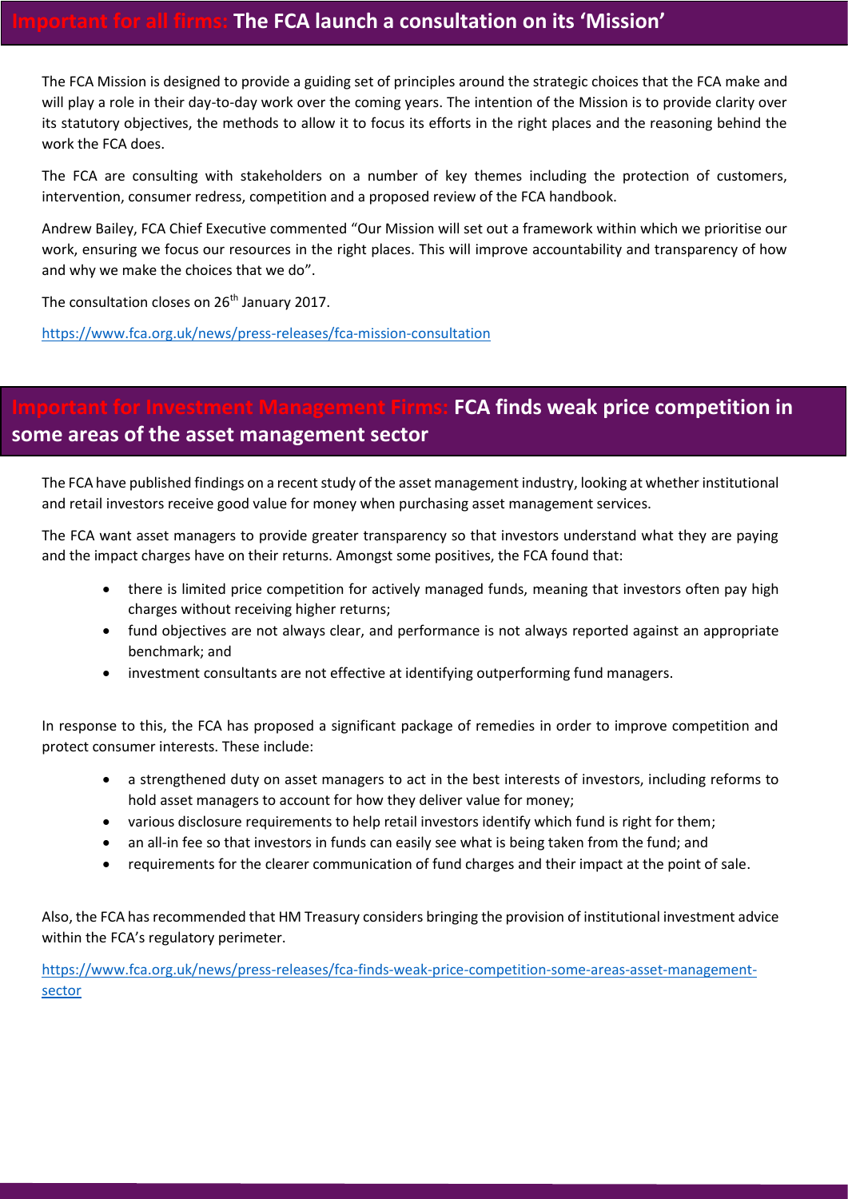## Important for all firms: The FCA launch a consultation on its 'Mission'

The FCA Mission is designed to provide a guiding set of principles around the strategic choices that the FCA make and will play a role in their day-to-day work over the coming years. The intention of the Mission is to provide clarity over its statutory objectives, the methods to allow it to focus its efforts in the right places and the reasoning behind the work the FCA does.

The FCA are consulting with stakeholders on a number of key themes including the protection of customers, intervention, consumer redress, competition and a proposed review of the FCA handbook.

Andrew Bailey, FCA Chief Executive commented "Our Mission will set out a framework within which we prioritise our work, ensuring we focus our resources in the right places. This will improve accountability and transparency of how and why we make the choices that we do".

The consultation closes on 26th January 2017.

https://www.fca.org.uk/news/press-releases/fca-mission-consultation

## Important for Investment Management Firms: FCA finds weak price competition in some areas of the asset management sector

The FCA have published findings on a recent study of the asset management industry, looking at whether institutional and retail investors receive good value for money when purchasing asset management services.

The FCA want asset managers to provide greater transparency so that investors understand what they are paying and the impact charges have on their returns. Amongst some positives, the FCA found that:

- there is limited price competition for actively managed funds, meaning that investors often pay high charges without receiving higher returns;
- fund objectives are not always clear, and performance is not always reported against an appropriate benchmark; and
- investment consultants are not effective at identifying outperforming fund managers.

In response to this, the FCA has proposed a significant package of remedies in order to improve competition and protect consumer interests. These include:

- a strengthened duty on asset managers to act in the best interests of investors, including reforms to hold asset managers to account for how they deliver value for money;
- various disclosure requirements to help retail investors identify which fund is right for them;
- an all-in fee so that investors in funds can easily see what is being taken from the fund; and
- requirements for the clearer communication of fund charges and their impact at the point of sale.

Also, the FCA has recommended that HM Treasury considers bringing the provision of institutional investment advice within the FCA's regulatory perimeter.

https://www.fca.org.uk/news/press-releases/fca-finds-weak-price-competition-some-areas-asset-management-sector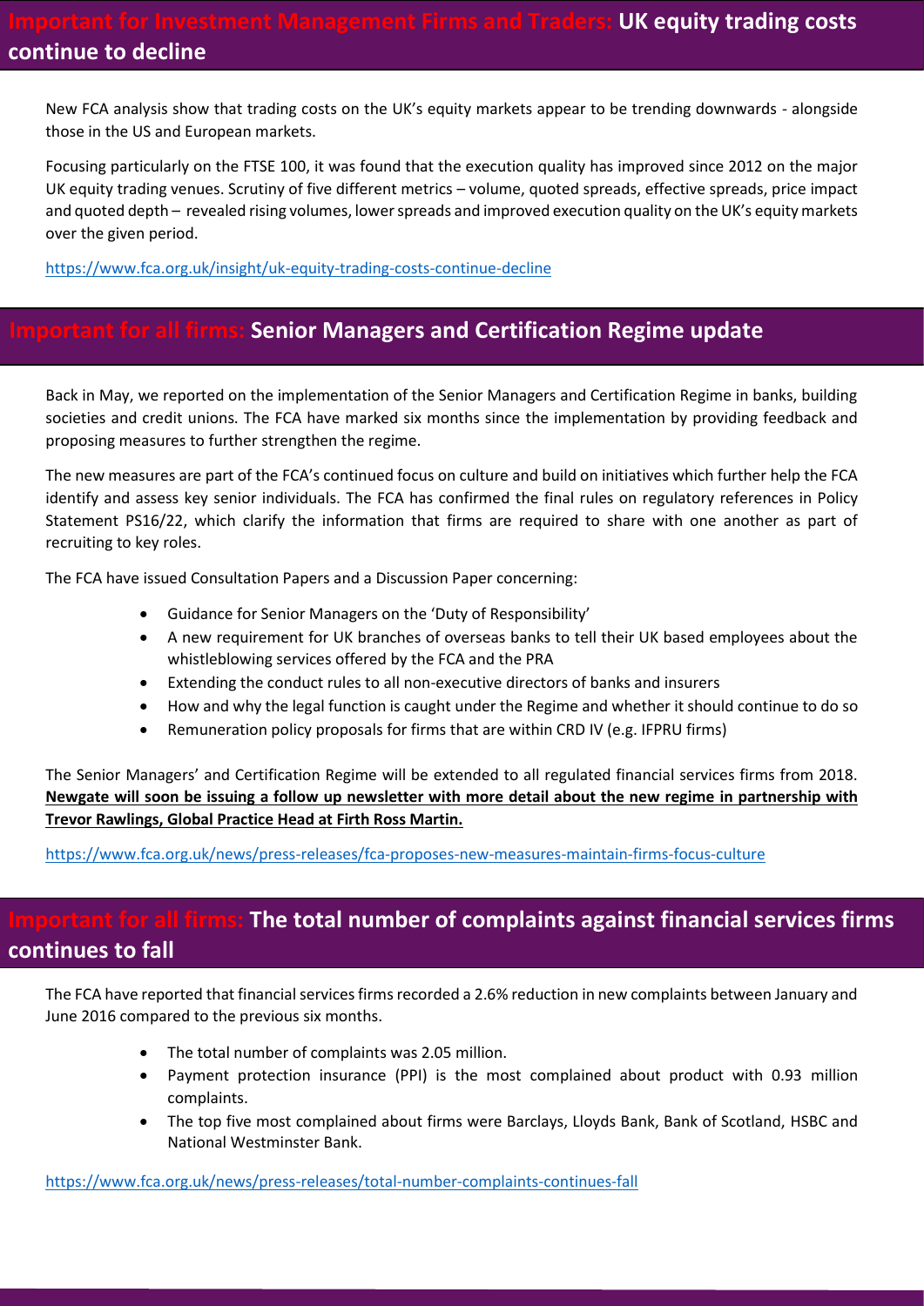## Important for Investment Management Firms and Traders: UK equity trading costs continue to decline

New FCA analysis show that trading costs on the UK's equity markets appear to be trending downwards - alongside those in the US and European markets.

Focusing particularly on the FTSE 100, it was found that the execution quality has improved since 2012 on the major UK equity trading venues. Scrutiny of five different metrics – volume, quoted spreads, effective spreads, price impact and quoted depth – revealed rising volumes, lower spreads and improved execution quality on the UK's equity markets over the given period.

https://www.fca.org.uk/insight/uk-equity-trading-costs-continue-decline

## Important for all firms: Senior Managers and Certification Regime update

Back in May, we reported on the implementation of the Senior Managers and Certification Regime in banks, building societies and credit unions. The FCA have marked six months since the implementation by providing feedback and proposing measures to further strengthen the regime.

The new measures are part of the FCA's continued focus on culture and build on initiatives which further help the FCA identify and assess key senior individuals. The FCA has confirmed the final rules on regulatory references in Policy Statement PS16/22, which clarify the information that firms are required to share with one another as part of recruiting to key roles.

The FCA have issued Consultation Papers and a Discussion Paper concerning:

- Guidance for Senior Managers on the 'Duty of Responsibility'
- A new requirement for UK branches of overseas banks to tell their UK based employees about the whistleblowing services offered by the FCA and the PRA
- Extending the conduct rules to all non-executive directors of banks and insurers
- How and why the legal function is caught under the Regime and whether it should continue to do so
- Remuneration policy proposals for firms that are within CRD IV (e.g. IFPRU firms)

The Senior Managers' and Certification Regime will be extended to all regulated financial services firms from 2018. **Newgate will soon be issuing a follow up newsletter with more detail about the new regime in partnership with Trevor Rawlings, Global Practice Head at Firth Ross Martin.**

https://www.fca.org.uk/news/press-releases/fca-proposes-new-measures-maintain-firms-focus-culture

## Important for all firms: The total number of complaints against financial services firms continues to fall

The FCA have reported that financial services firms recorded a 2.6% reduction in new complaints between January and June 2016 compared to the previous six months.

- The total number of complaints was 2.05 million.
- Payment protection insurance (PPI) is the most complained about product with 0.93 million complaints.
- The top five most complained about firms were Barclays, Lloyds Bank, Bank of Scotland, HSBC and National Westminster Bank.

https://www.fca.org.uk/news/press-releases/total-number-complaints-continues-fall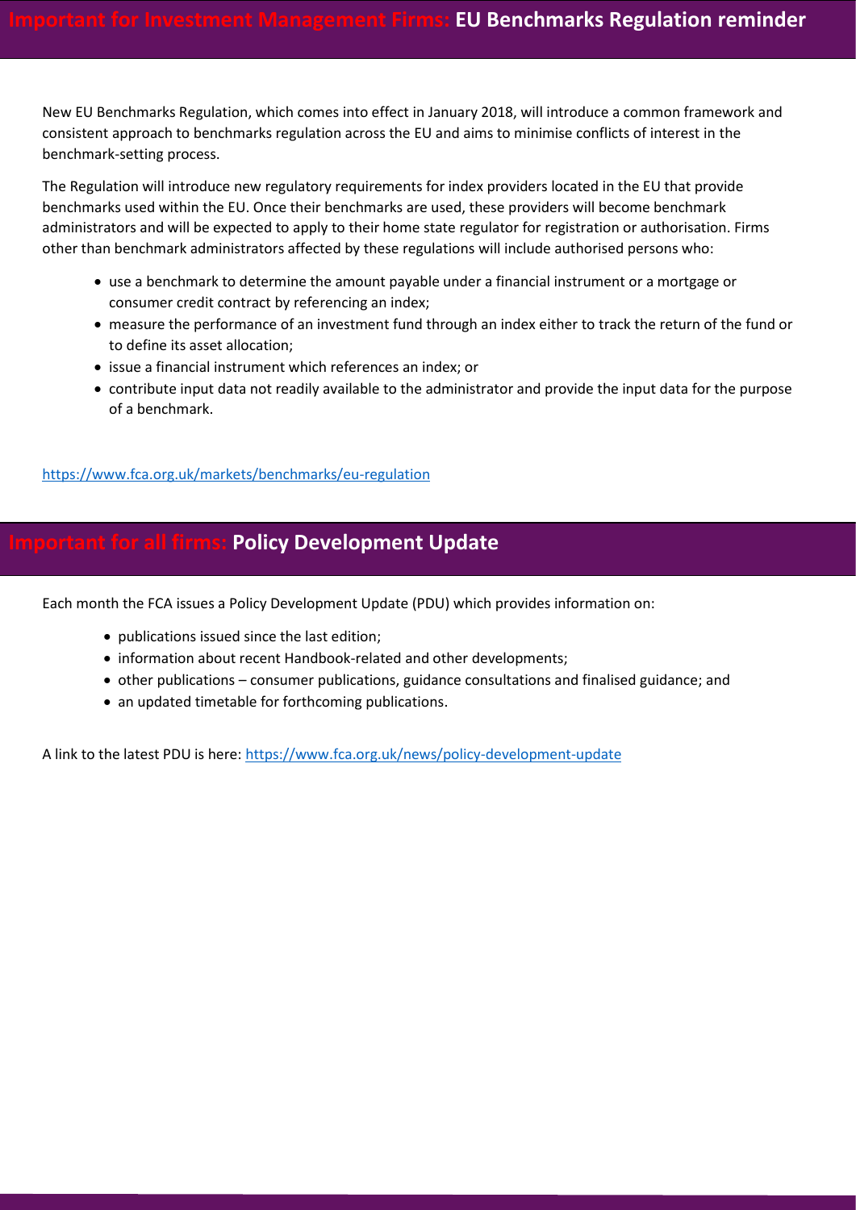## Important for Investment Management Firms: EU Benchmarks Regulation reminder

New EU Benchmarks Regulation, which comes into effect in January 2018, will introduce a common framework and consistent approach to benchmarks regulation across the EU and aims to minimise conflicts of interest in the benchmark-setting process.

The Regulation will introduce new regulatory requirements for index providers located in the EU that provide benchmarks used within the EU. Once their benchmarks are used, these providers will become benchmark administrators and will be expected to apply to their home state regulator for registration or authorisation. Firms other than benchmark administrators affected by these regulations will include authorised persons who:

- use a benchmark to determine the amount payable under a financial instrument or a mortgage or consumer credit contract by referencing an index;
- measure the performance of an investment fund through an index either to track the return of the fund or to define its asset allocation;
- issue a financial instrument which references an index; or
- contribute input data not readily available to the administrator and provide the input data for the purpose of a benchmark.

https://www.fca.org.uk/markets/benchmarks/eu-regulation

## Important for all firms: Policy Development Update

Each month the FCA issues a Policy Development Update (PDU) which provides information on:

- publications issued since the last edition;
- information about recent Handbook-related and other developments;
- other publications – consumer publications, guidance consultations and finalised guidance; and
- an updated timetable for forthcoming publications.

A link to the latest PDU is here: https://www.fca.org.uk/news/policy-development-update